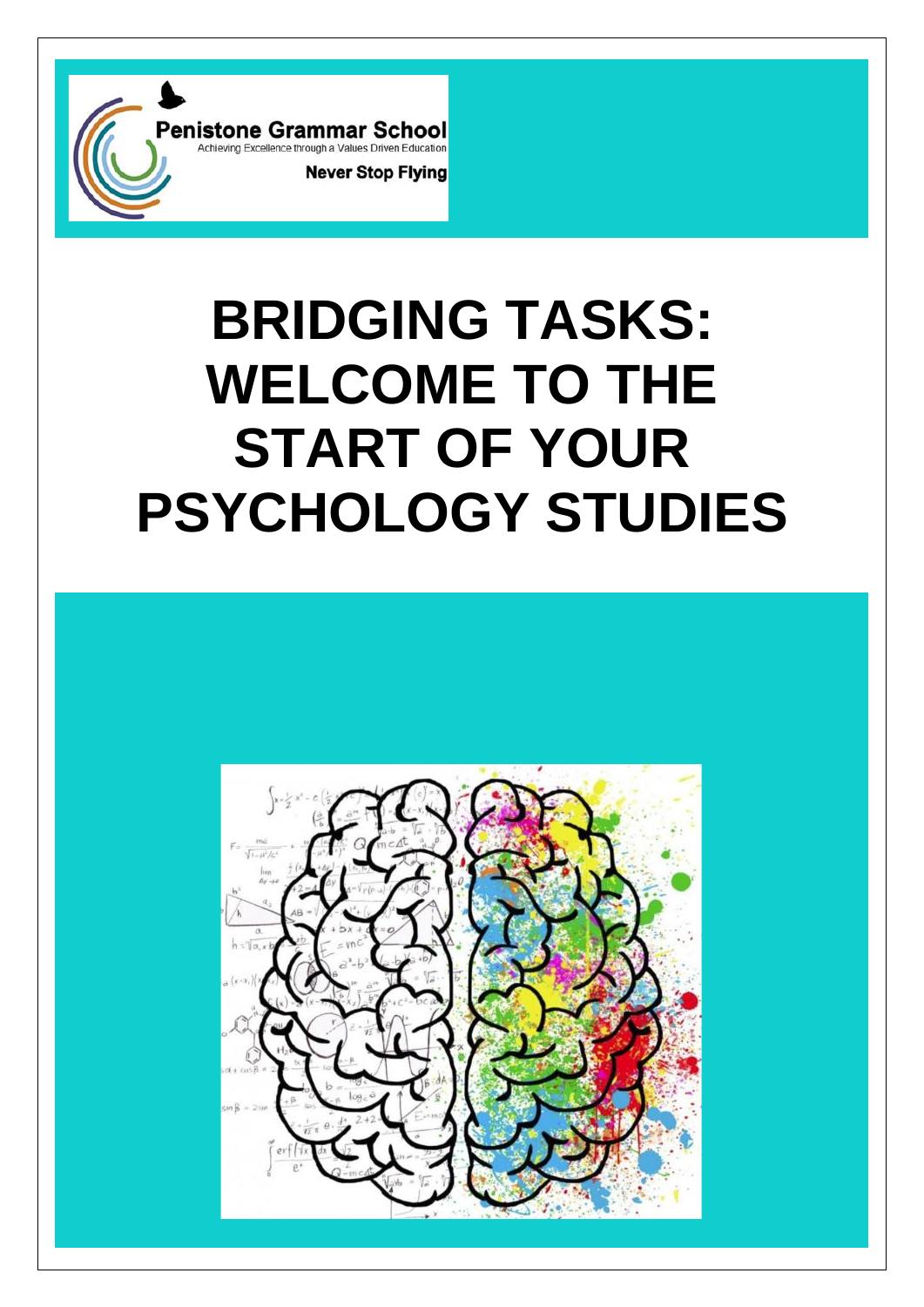Penistone Grammar School

Achieving Excellence through a Values Driven Education

Never Stop Flying

# BRIDGING TASKS: WELCOME TO THE START OF YOUR PSYCHOLOGY STUDIES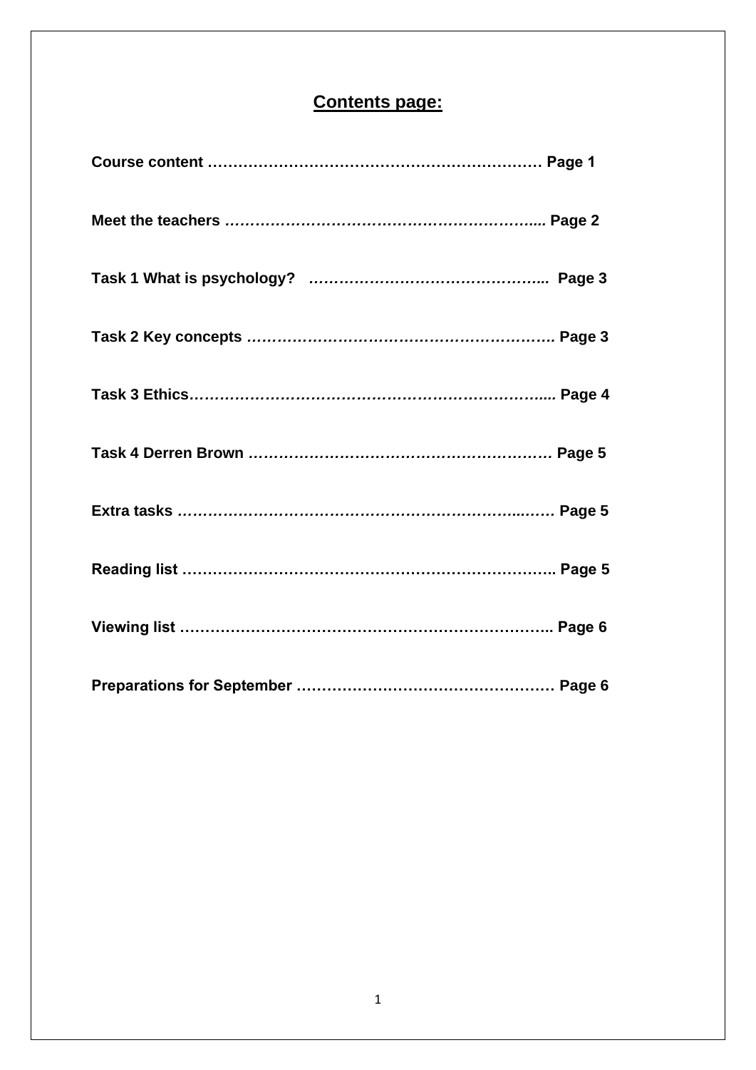## Contents page:

**Course content ………………………………………………………… Page 1**

**Meet the teachers ……………………………………………………... Page 2**

**Task 1 What is psychology? ……………………………………….. Page 3**

**Task 2 Key concepts ……………………………………………………. Page 3**

**Task 3 Ethics………………………………………………………….... Page 4**

**Task 4 Derren Brown …………………………………………………… Page 5**

**Extra tasks ……………………………………………………...…… Page 5**

**Reading list ………………………………………………………….. Page 5**

**Viewing list ………………………………………………………….. Page 6**

**Preparations for September …………………………………………… Page 6**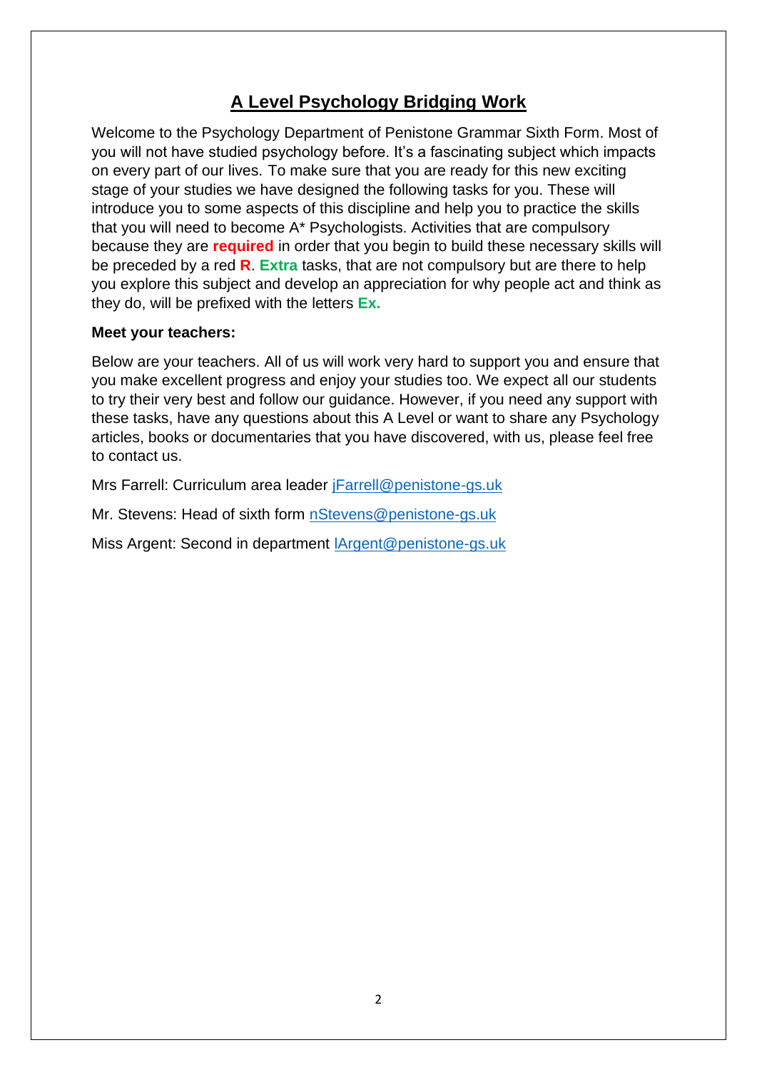# A Level Psychology Bridging Work

Welcome to the Psychology Department of Penistone Grammar Sixth Form. Most of you will not have studied psychology before. It's a fascinating subject which impacts on every part of our lives. To make sure that you are ready for this new exciting stage of your studies we have designed the following tasks for you. These will introduce you to some aspects of this discipline and help you to practice the skills that you will need to become A* Psychologists. Activities that are compulsory because they are **required** in order that you begin to build these necessary skills will be preceded by a red **R**. **Extra** tasks, that are not compulsory but are there to help you explore this subject and develop an appreciation for why people act and think as they do, will be prefixed with the letters **Ex.**

**Meet your teachers:**

Below are your teachers. All of us will work very hard to support you and ensure that you make excellent progress and enjoy your studies too. We expect all our students to try their very best and follow our guidance. However, if you need any support with these tasks, have any questions about this A Level or want to share any Psychology articles, books or documentaries that you have discovered, with us, please feel free to contact us.

Mrs Farrell: Curriculum area leader jFarrell@penistone-gs.uk

Mr. Stevens: Head of sixth form nStevens@penistone-gs.uk

Miss Argent: Second in department lArgent@penistone-gs.uk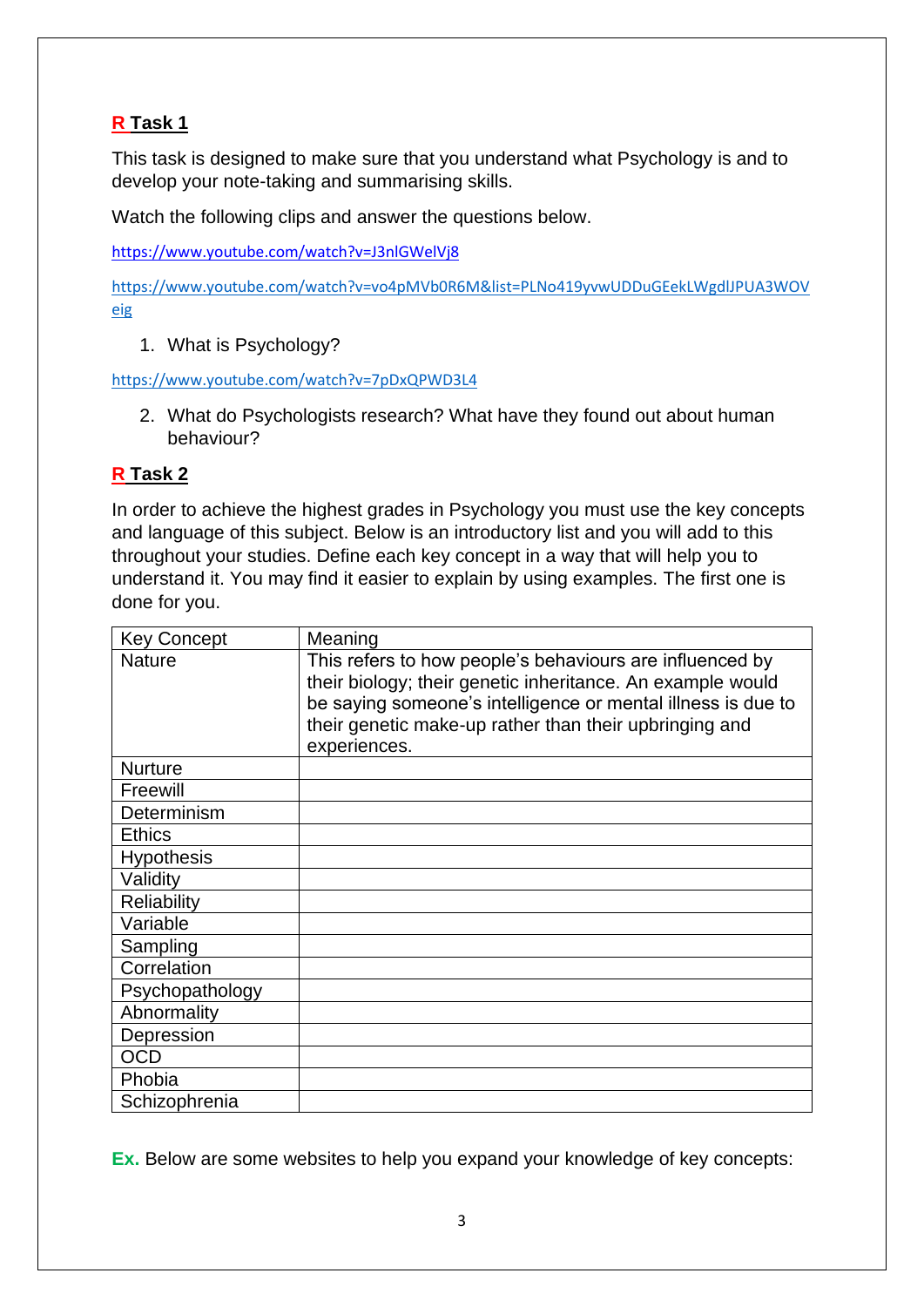**R Task 1**

This task is designed to make sure that you understand what Psychology is and to develop your note-taking and summarising skills.

Watch the following clips and answer the questions below.

https://www.youtube.com/watch?v=J3nlGWelVj8

https://www.youtube.com/watch?v=vo4pMVb0R6M&list=PLNo419yvwUDDuGEekLWgdlJPUA3WOVeig

1. What is Psychology?

https://www.youtube.com/watch?v=7pDxQPWD3L4

2. What do Psychologists research? What have they found out about human behaviour?

**R Task 2**

In order to achieve the highest grades in Psychology you must use the key concepts and language of this subject. Below is an introductory list and you will add to this throughout your studies. Define each key concept in a way that will help you to understand it. You may find it easier to explain by using examples. The first one is done for you.

| Key Concept | Meaning |
|---|---|
| Nature | This refers to how people's behaviours are influenced by their biology; their genetic inheritance. An example would be saying someone's intelligence or mental illness is due to their genetic make-up rather than their upbringing and experiences. |
| Nurture | |
| Freewill | |
| Determinism | |
| Ethics | |
| Hypothesis | |
| Validity | |
| Reliability | |
| Variable | |
| Sampling | |
| Correlation | |
| Psychopathology | |
| Abnormality | |
| Depression | |
| OCD | |
| Phobia | |
| Schizophrenia | |

**Ex.** Below are some websites to help you expand your knowledge of key concepts: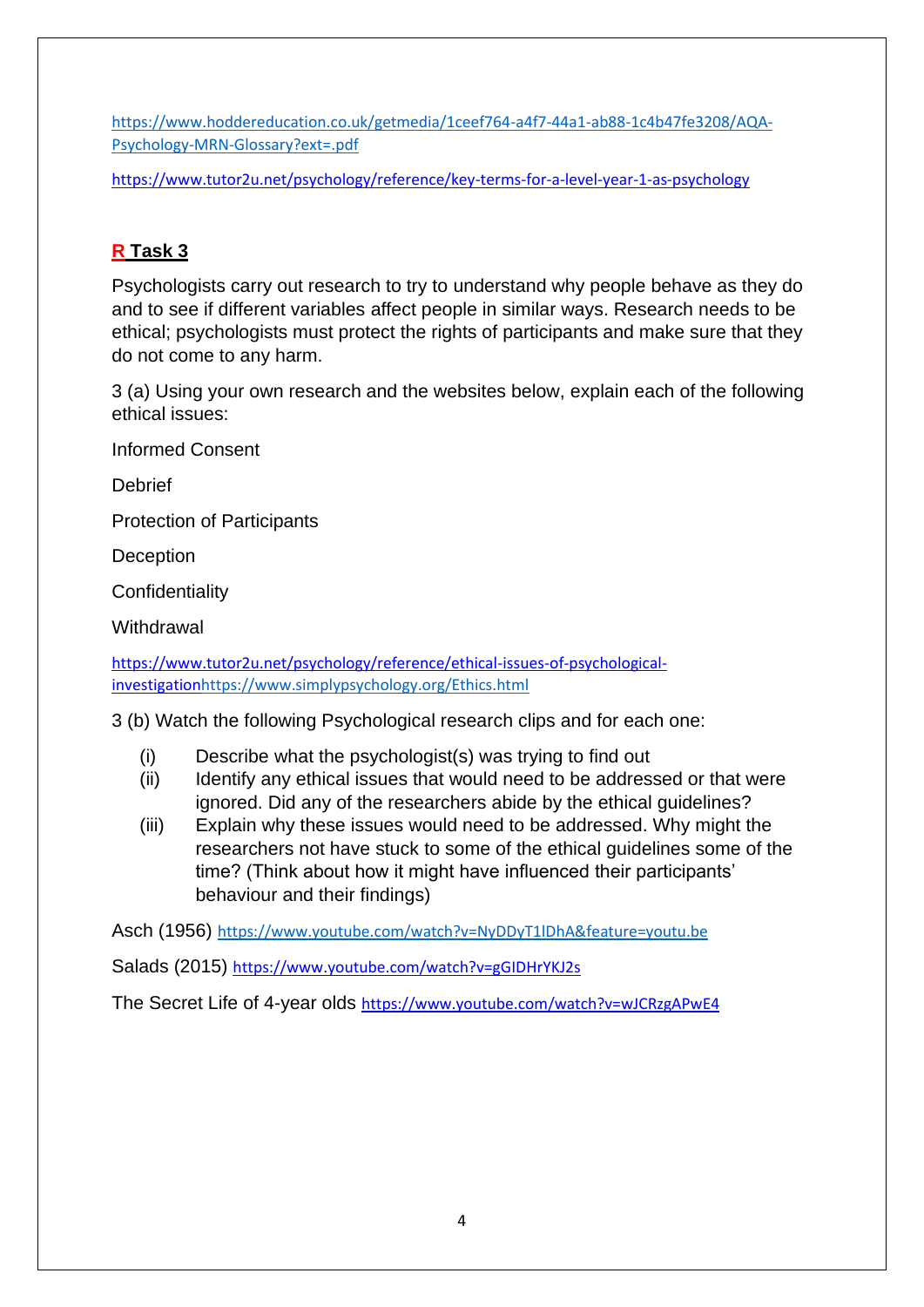https://www.hoddereducation.co.uk/getmedia/1ceef764-a4f7-44a1-ab88-1c4b47fe3208/AQA-Psychology-MRN-Glossary?ext=.pdf

https://www.tutor2u.net/psychology/reference/key-terms-for-a-level-year-1-as-psychology

## R Task 3

Psychologists carry out research to try to understand why people behave as they do and to see if different variables affect people in similar ways. Research needs to be ethical; psychologists must protect the rights of participants and make sure that they do not come to any harm.

3 (a) Using your own research and the websites below, explain each of the following ethical issues:

Informed Consent

Debrief

Protection of Participants

Deception

Confidentiality

Withdrawal

https://www.tutor2u.net/psychology/reference/ethical-issues-of-psychological-investigationhttps://www.simplypsychology.org/Ethics.html

3 (b) Watch the following Psychological research clips and for each one:

(i) Describe what the psychologist(s) was trying to find out

(ii) Identify any ethical issues that would need to be addressed or that were ignored. Did any of the researchers abide by the ethical guidelines?

(iii) Explain why these issues would need to be addressed. Why might the researchers not have stuck to some of the ethical guidelines some of the time? (Think about how it might have influenced their participants' behaviour and their findings)

Asch (1956) https://www.youtube.com/watch?v=NyDDyT1lDhA&feature=youtu.be

Salads (2015) https://www.youtube.com/watch?v=gGIDHrYKJ2s

The Secret Life of 4-year olds https://www.youtube.com/watch?v=wJCRzgAPwE4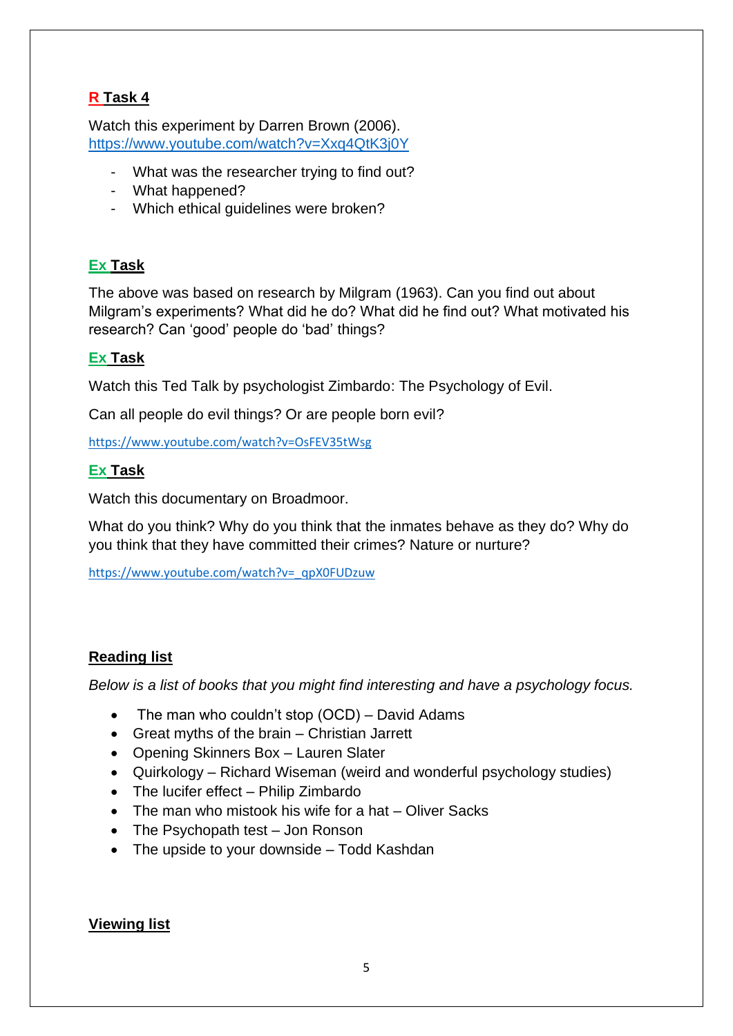## R Task 4

Watch this experiment by Darren Brown (2006).
https://www.youtube.com/watch?v=Xxq4QtK3j0Y

- What was the researcher trying to find out?
- What happened?
- Which ethical guidelines were broken?

## Ex Task

The above was based on research by Milgram (1963). Can you find out about Milgram's experiments? What did he do? What did he find out? What motivated his research? Can 'good' people do 'bad' things?

## Ex Task

Watch this Ted Talk by psychologist Zimbardo: The Psychology of Evil.

Can all people do evil things? Or are people born evil?

https://www.youtube.com/watch?v=OsFEV35tWsg

## Ex Task

Watch this documentary on Broadmoor.

What do you think? Why do you think that the inmates behave as they do? Why do you think that they have committed their crimes? Nature or nurture?

https://www.youtube.com/watch?v=_qpX0FUDzuw

## Reading list

*Below is a list of books that you might find interesting and have a psychology focus.*

- The man who couldn't stop (OCD) – David Adams
- Great myths of the brain – Christian Jarrett
- Opening Skinners Box – Lauren Slater
- Quirkology – Richard Wiseman (weird and wonderful psychology studies)
- The lucifer effect – Philip Zimbardo
- The man who mistook his wife for a hat – Oliver Sacks
- The Psychopath test – Jon Ronson
- The upside to your downside – Todd Kashdan

## Viewing list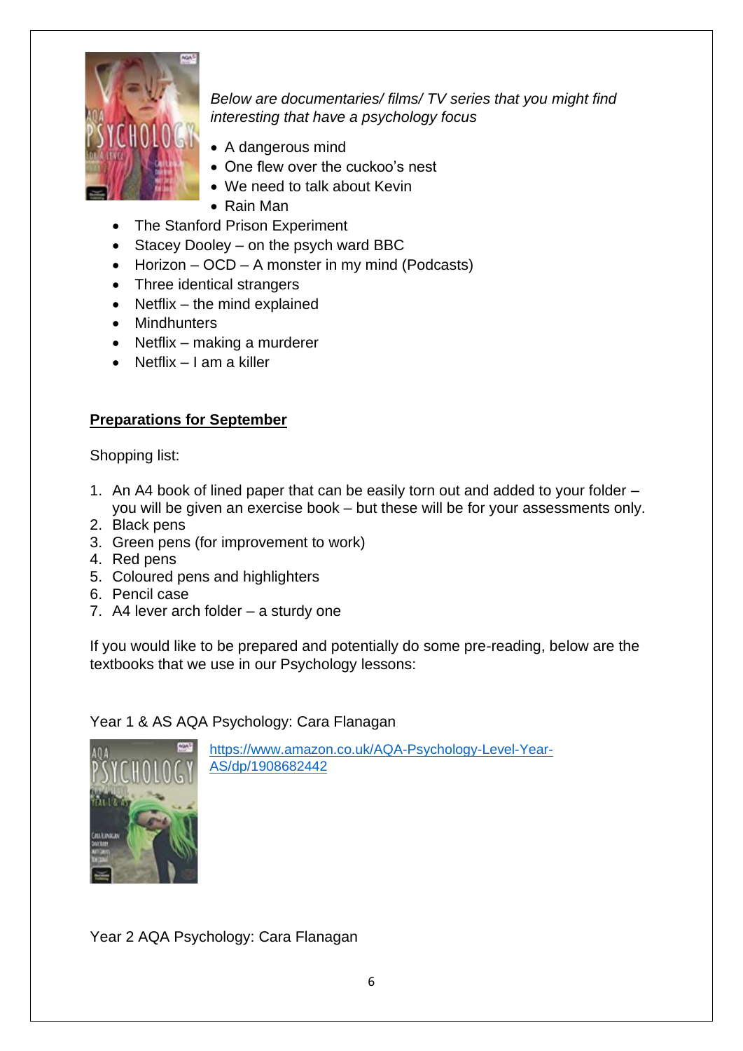*Below are documentaries/ films/ TV series that you might find interesting that have a psychology focus*

- A dangerous mind
- One flew over the cuckoo's nest
- We need to talk about Kevin
- Rain Man
- The Stanford Prison Experiment
- Stacey Dooley – on the psych ward BBC
- Horizon – OCD – A monster in my mind (Podcasts)
- Three identical strangers
- Netflix – the mind explained
- Mindhunters
- Netflix – making a murderer
- Netflix – I am a killer

**<u>Preparations for September</u>**

Shopping list:

1. An A4 book of lined paper that can be easily torn out and added to your folder – you will be given an exercise book – but these will be for your assessments only.
2. Black pens
3. Green pens (for improvement to work)
4. Red pens
5. Coloured pens and highlighters
6. Pencil case
7. A4 lever arch folder – a sturdy one

If you would like to be prepared and potentially do some pre-reading, below are the textbooks that we use in our Psychology lessons:

Year 1 & AS AQA Psychology: Cara Flanagan

https://www.amazon.co.uk/AQA-Psychology-Level-Year-AS/dp/1908682442

Year 2 AQA Psychology: Cara Flanagan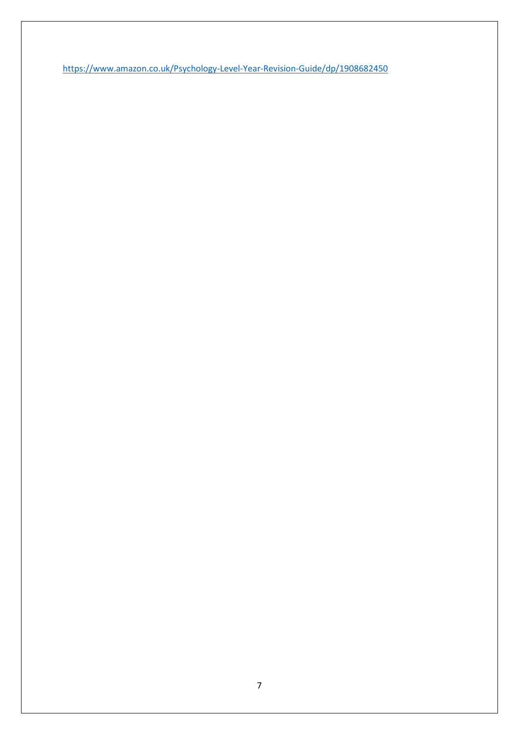https://www.amazon.co.uk/Psychology-Level-Year-Revision-Guide/dp/1908682450